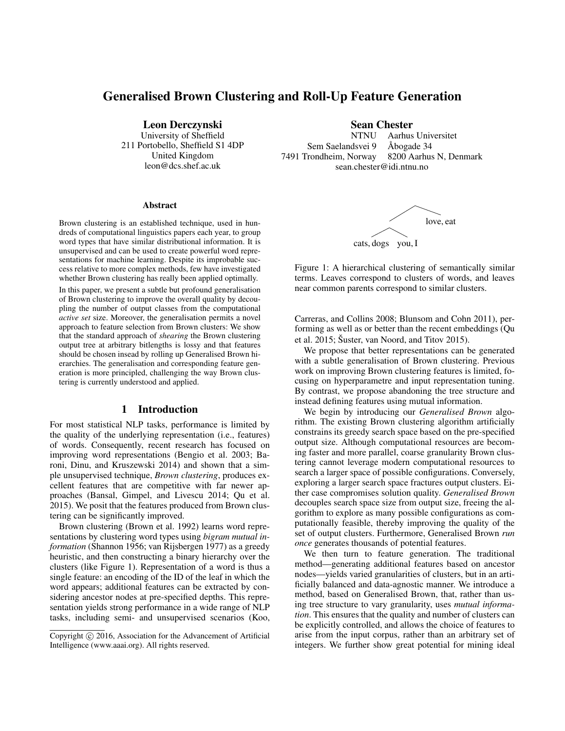# Generalised Brown Clustering and Roll-Up Feature Generation

**Leon Derczynski**
University of Sheffield
211 Portobello, Sheffield S1 4DP
United Kingdom
leon@dcs.shef.ac.uk

**Sean Chester**
NTNU Aarhus Universitet
Sem Saelandsvei 9 Åbogade 34
7491 Trondheim, Norway 8200 Aarhus N, Denmark
sean.chester@idi.ntnu.no

### Abstract

Brown clustering is an established technique, used in hundreds of computational linguistics papers each year, to group word types that have similar distributional information. It is unsupervised and can be used to create powerful word representations for machine learning. Despite its improbable success relative to more complex methods, few have investigated whether Brown clustering has really been applied optimally.

In this paper, we present a subtle but profound generalisation of Brown clustering to improve the overall quality by decoupling the number of output classes from the computational *active set* size. Moreover, the generalisation permits a novel approach to feature selection from Brown clusters: We show that the standard approach of *shearing* the Brown clustering output tree at arbitrary bitlengths is lossy and that features should be chosen insead by rolling up Generalised Brown hierarchies. The generalisation and corresponding feature generation is more principled, challenging the way Brown clustering is currently understood and applied.

## 1 Introduction

For most statistical NLP tasks, performance is limited by the quality of the underlying representation (i.e., features) of words. Consequently, recent research has focused on improving word representations (Bengio et al. 2003; Baroni, Dinu, and Kruszewski 2014) and shown that a simple unsupervised technique, *Brown clustering*, produces excellent features that are competitive with far newer approaches (Bansal, Gimpel, and Livescu 2014; Qu et al. 2015). We posit that the features produced from Brown clustering can be significantly improved.

Brown clustering (Brown et al. 1992) learns word representations by clustering word types using *bigram mutual information* (Shannon 1956; van Rijsbergen 1977) as a greedy heuristic, and then constructing a binary hierarchy over the clusters (like Figure 1). Representation of a word is thus a single feature: an encoding of the ID of the leaf in which the word appears; additional features can be extracted by considering ancestor nodes at pre-specified depths. This representation yields strong performance in a wide range of NLP tasks, including semi- and unsupervised scenarios (Koo, Carreras, and Collins 2008; Blunsom and Cohn 2011), performing as well as or better than the recent embeddings (Qu et al. 2015; Šuster, van Noord, and Titov 2015).

Figure 1: A hierarchical clustering of semantically similar terms. Leaves correspond to clusters of words, and leaves near common parents correspond to similar clusters.

We propose that better representations can be generated with a subtle generalisation of Brown clustering. Previous work on improving Brown clustering features is limited, focusing on hyperparametre and input representation tuning. By contrast, we propose abandoning the tree structure and instead defining features using mutual information.

We begin by introducing our *Generalised Brown* algorithm. The existing Brown clustering algorithm artificially constrains its greedy search space based on the pre-specified output size. Although computational resources are becoming faster and more parallel, coarse granularity Brown clustering cannot leverage modern computational resources to search a larger space of possible configurations. Conversely, exploring a larger search space fractures output clusters. Either case compromises solution quality. *Generalised Brown* decouples search space size from output size, freeing the algorithm to explore as many possible configurations as computationally feasible, thereby improving the quality of the set of output clusters. Furthermore, Generalised Brown *run once* generates thousands of potential features.

We then turn to feature generation. The traditional method—generating additional features based on ancestor nodes—yields varied granularities of clusters, but in an artificially balanced and data-agnostic manner. We introduce a method, based on Generalised Brown, that, rather than using tree structure to vary granularity, uses *mutual information*. This ensures that the quality and number of clusters can be explicitly controlled, and allows the choice of features to arise from the input corpus, rather than an arbitrary set of integers. We further show great potential for mining ideal

Copyright © 2016, Association for the Advancement of Artificial Intelligence (www.aaai.org). All rights reserved.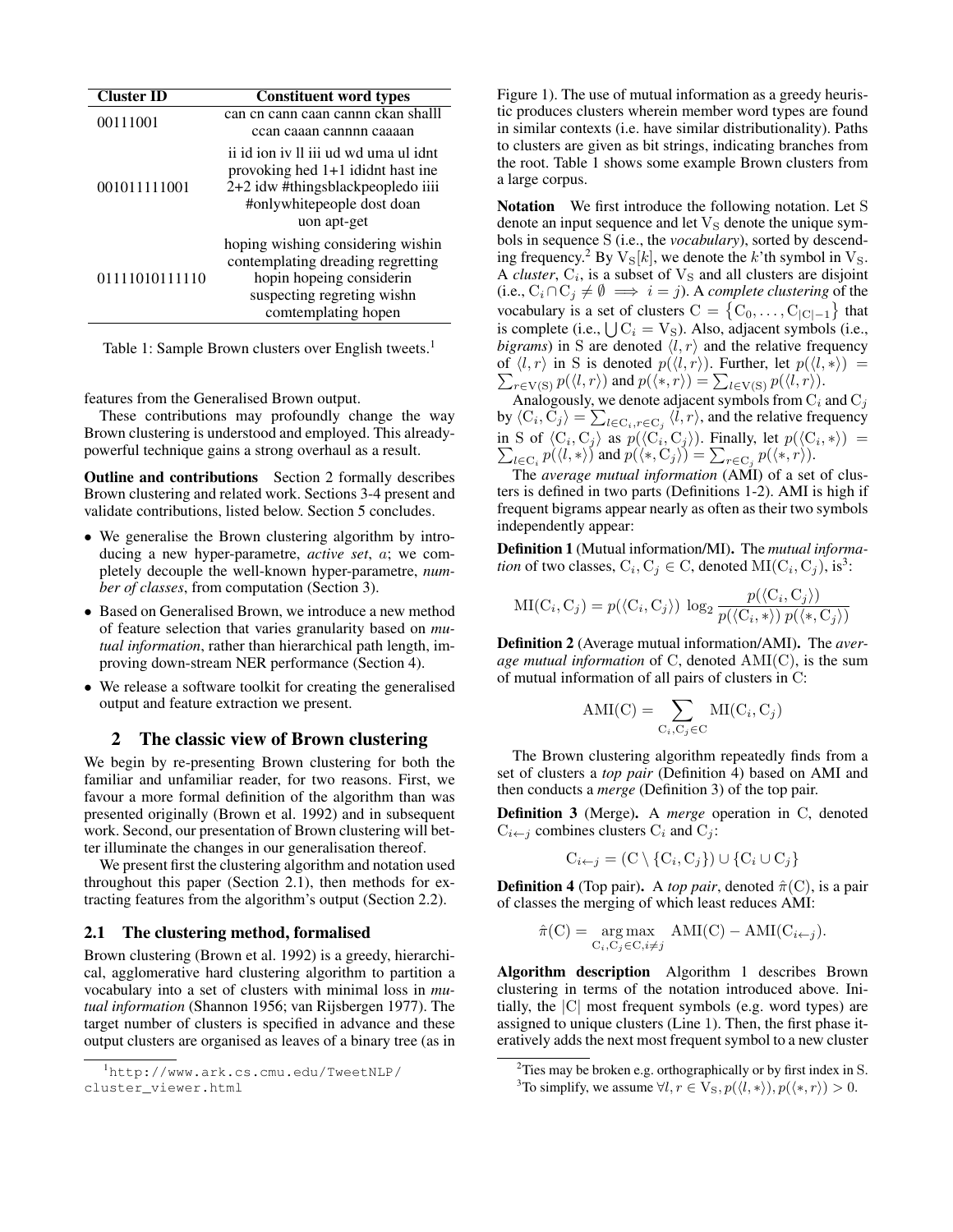| Cluster ID | Constituent word types |
|---|---|
| 00111001 | can cn cann caan cannn ckan shalll ccan caaan cannnn caaaan |
| 001011111001 | ii id ion iv ll iii ud wd uma ul idnt provoking hed 1+1 ididnt hast ine 2+2 idw #thingsblackpeopledo iiii #onlywhitepeople dost doan uon apt-get |
| 01111010111110 | hoping wishing considering wishin contemplating dreading regretting hopin hopeing considerin suspecting regreting wishn comtemplating hopen |

Table 1: Sample Brown clusters over English tweets.[1]

features from the Generalised Brown output.

These contributions may profoundly change the way Brown clustering is understood and employed. This already-powerful technique gains a strong overhaul as a result.

**Outline and contributions** Section 2 formally describes Brown clustering and related work. Sections 3-4 present and validate contributions, listed below. Section 5 concludes.

- We generalise the Brown clustering algorithm by introducing a new hyper-parametre, *active set*, $a$; we completely decouple the well-known hyper-parametre, *number of classes*, from computation (Section 3).
- Based on Generalised Brown, we introduce a new method of feature selection that varies granularity based on *mutual information*, rather than hierarchical path length, improving down-stream NER performance (Section 4).
- We release a software toolkit for creating the generalised output and feature extraction we present.

## 2 The classic view of Brown clustering

We begin by re-presenting Brown clustering for both the familiar and unfamiliar reader, for two reasons. First, we favour a more formal definition of the algorithm than was presented originally (Brown et al. 1992) and in subsequent work. Second, our presentation of Brown clustering will better illuminate the changes in our generalisation thereof.

We present first the clustering algorithm and notation used throughout this paper (Section 2.1), then methods for extracting features from the algorithm's output (Section 2.2).

### 2.1 The clustering method, formalised

Brown clustering (Brown et al. 1992) is a greedy, hierarchical, agglomerative hard clustering algorithm to partition a vocabulary into a set of clusters with minimal loss in *mutual information* (Shannon 1956; van Rijsbergen 1977). The target number of clusters is specified in advance and these output clusters are organised as leaves of a binary tree (as in Figure 1). The use of mutual information as a greedy heuristic produces clusters wherein member word types are found in similar contexts (i.e. have similar distributionality). Paths to clusters are given as bit strings, indicating branches from the root. Table 1 shows some example Brown clusters from a large corpus.

**Notation** We first introduce the following notation. Let $\mathrm{S}$ denote an input sequence and let $\mathrm{V_S}$ denote the unique symbols in sequence $\mathrm{S}$ (i.e., the *vocabulary*), sorted by descending frequency.[2] By $\mathrm{V_S}[k]$, we denote the $k$'th symbol in $\mathrm{V_S}$. A *cluster*, $\mathrm{C}_i$, is a subset of $\mathrm{V_S}$ and all clusters are disjoint (i.e., $\mathrm{C}_i \cap \mathrm{C}_j \neq \emptyset \implies i = j$). A *complete clustering* of the vocabulary is a set of clusters $\mathrm{C} = \{\mathrm{C}_0, \ldots, \mathrm{C}_{|\mathrm{C}|-1}\}$ that is complete (i.e., $\bigcup \mathrm{C}_i = \mathrm{V_S}$). Also, adjacent symbols (i.e., *bigrams*) in $\mathrm{S}$ are denoted $\langle l, r\rangle$ and the relative frequency of $\langle l, r\rangle$ in $\mathrm{S}$ is denoted $p(\langle l, r\rangle)$. Further, let $p(\langle l, *\rangle) = \sum_{r \in \mathrm{V(S)}} p(\langle l, r\rangle)$ and $p(\langle *, r\rangle) = \sum_{l \in \mathrm{V(S)}} p(\langle l, r\rangle)$.

Analogously, we denote adjacent symbols from $\mathrm{C}_i$ and $\mathrm{C}_j$ by $\langle \mathrm{C}_i, \mathrm{C}_j\rangle = \sum_{l \in \mathrm{C}_i, r \in \mathrm{C}_j} \langle l, r\rangle$, and the relative frequency in $\mathrm{S}$ of $\langle \mathrm{C}_i, \mathrm{C}_j\rangle$ as $p(\langle \mathrm{C}_i, \mathrm{C}_j\rangle)$. Finally, let $p(\langle \mathrm{C}_i, *\rangle) = \sum_{l \in \mathrm{C}_i} p(\langle l, *\rangle)$ and $p(\langle *, \mathrm{C}_j\rangle) = \sum_{r \in \mathrm{C}_j} p(\langle *, r\rangle)$.

The *average mutual information* (AMI) of a set of clusters is defined in two parts (Definitions 1-2). AMI is high if frequent bigrams appear nearly as often as their two symbols independently appear:

**Definition 1** (Mutual information/MI)**.** The *mutual information* of two classes, $\mathrm{C}_i, \mathrm{C}_j \in \mathrm{C}$, denoted $\mathrm{MI}(\mathrm{C}_i, \mathrm{C}_j)$, is[3]:

$$\mathrm{MI}(\mathrm{C}_i, \mathrm{C}_j) = p(\langle \mathrm{C}_i, \mathrm{C}_j\rangle) \, \log_2 \frac{p(\langle \mathrm{C}_i, \mathrm{C}_j\rangle)}{p(\langle \mathrm{C}_i, *\rangle) \, p(\langle *, \mathrm{C}_j\rangle)}$$

**Definition 2** (Average mutual information/AMI)**.** The *average mutual information* of $\mathrm{C}$, denoted $\mathrm{AMI}(\mathrm{C})$, is the sum of mutual information of all pairs of clusters in $\mathrm{C}$:

$$\mathrm{AMI}(\mathrm{C}) = \sum_{\mathrm{C}_i, \mathrm{C}_j \in \mathrm{C}} \mathrm{MI}(\mathrm{C}_i, \mathrm{C}_j)$$

The Brown clustering algorithm repeatedly finds from a set of clusters a *top pair* (Definition 4) based on AMI and then conducts a *merge* (Definition 3) of the top pair.

**Definition 3** (Merge)**.** A *merge* operation in $\mathrm{C}$, denoted $\mathrm{C}_{i \leftarrow j}$ combines clusters $\mathrm{C}_i$ and $\mathrm{C}_j$:

$$\mathrm{C}_{i \leftarrow j} = (\mathrm{C} \setminus \{\mathrm{C}_i, \mathrm{C}_j\}) \cup \{\mathrm{C}_i \cup \mathrm{C}_j\}$$

**Definition 4** (Top pair)**.** A *top pair*, denoted $\hat{\pi}(\mathrm{C})$, is a pair of classes the merging of which least reduces AMI:

$$\hat{\pi}(\mathrm{C}) = \underset{\mathrm{C}_i, \mathrm{C}_j \in \mathrm{C}, i \neq j}{\arg\max} \; \mathrm{AMI}(\mathrm{C}) - \mathrm{AMI}(\mathrm{C}_{i \leftarrow j}).$$

**Algorithm description** Algorithm 1 describes Brown clustering in terms of the notation introduced above. Initially, the $|\mathrm{C}|$ most frequent symbols (e.g. word types) are assigned to unique clusters (Line 1). Then, the first phase iteratively adds the next most frequent symbol to a new cluster

[1] http://www.ark.cs.cmu.edu/TweetNLP/cluster_viewer.html

[2] Ties may be broken e.g. orthographically or by first index in S.

[3] To simplify, we assume $\forall l, r \in \mathrm{V_S}, p(\langle l, *\rangle), p(\langle *, r\rangle) > 0$.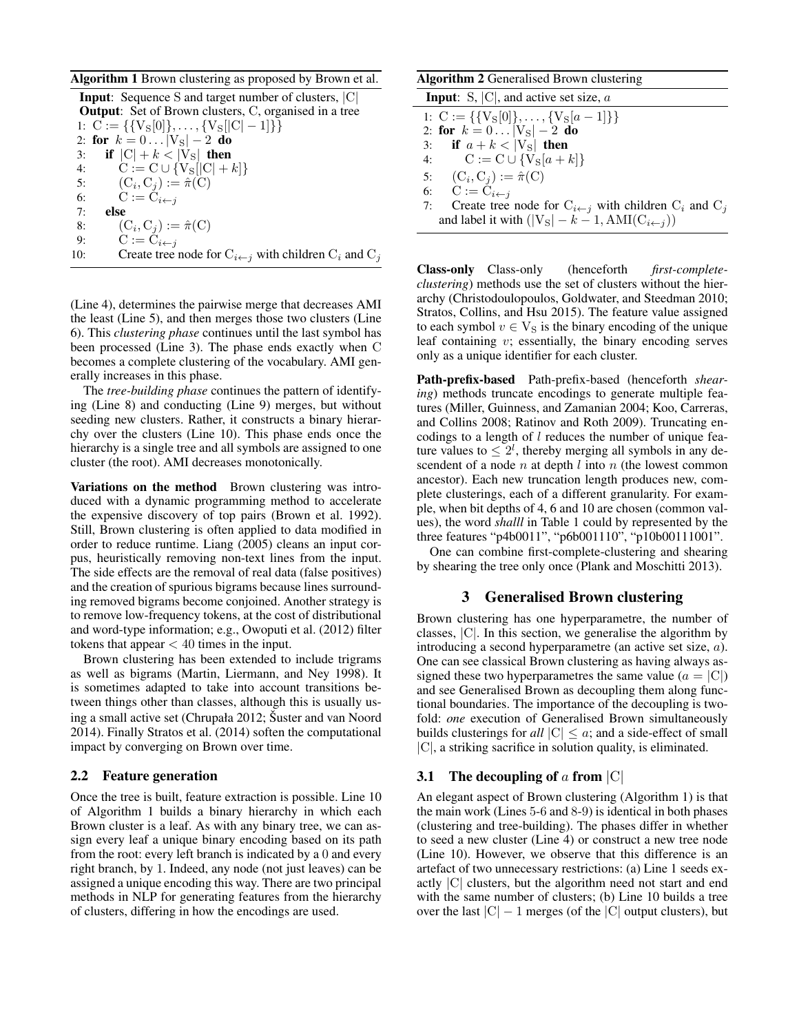**Algorithm 1** Brown clustering as proposed by Brown et al.

**Input**: Sequence S and target number of clusters, $|\mathrm{C}|$
**Output**: Set of Brown clusters, C, organised in a tree
1: $\mathrm{C} := \{\{\mathrm{V_S}[0]\}, \ldots, \{\mathrm{V_S}[|\mathrm{C}|-1]\}\}$
2: **for** $k = 0 \ldots |\mathrm{V_S}| - 2$ **do**
3: &nbsp;&nbsp;**if** $|\mathrm{C}| + k < |\mathrm{V_S}|$ **then**
4: &nbsp;&nbsp;&nbsp;&nbsp;$\mathrm{C} := \mathrm{C} \cup \{\mathrm{V_S}[|\mathrm{C}| + k]\}$
5: &nbsp;&nbsp;&nbsp;&nbsp;$(\mathrm{C}_i, \mathrm{C}_j) := \hat{\pi}(\mathrm{C})$
6: &nbsp;&nbsp;&nbsp;&nbsp;$\mathrm{C} := \mathrm{C}_{i \leftarrow j}$
7: &nbsp;&nbsp;**else**
8: &nbsp;&nbsp;&nbsp;&nbsp;$(\mathrm{C}_i, \mathrm{C}_j) := \hat{\pi}(\mathrm{C})$
9: &nbsp;&nbsp;&nbsp;&nbsp;$\mathrm{C} := \mathrm{C}_{i \leftarrow j}$
10: &nbsp;&nbsp;&nbsp;&nbsp;Create tree node for $\mathrm{C}_{i \leftarrow j}$ with children $\mathrm{C}_i$ and $\mathrm{C}_j$

(Line 4), determines the pairwise merge that decreases AMI the least (Line 5), and then merges those two clusters (Line 6). This *clustering phase* continues until the last symbol has been processed (Line 3). The phase ends exactly when C becomes a complete clustering of the vocabulary. AMI generally increases in this phase.

The *tree-building phase* continues the pattern of identifying (Line 8) and conducting (Line 9) merges, but without seeding new clusters. Rather, it constructs a binary hierarchy over the clusters (Line 10). This phase ends once the hierarchy is a single tree and all symbols are assigned to one cluster (the root). AMI decreases monotonically.

**Variations on the method** Brown clustering was introduced with a dynamic programming method to accelerate the expensive discovery of top pairs (Brown et al. 1992). Still, Brown clustering is often applied to data modified in order to reduce runtime. Liang (2005) cleans an input corpus, heuristically removing non-text lines from the input. The side effects are the removal of real data (false positives) and the creation of spurious bigrams because lines surrounding removed bigrams become conjoined. Another strategy is to remove low-frequency tokens, at the cost of distributional and word-type information; e.g., Owoputi et al. (2012) filter tokens that appear $< 40$ times in the input.

Brown clustering has been extended to include trigrams as well as bigrams (Martin, Liermann, and Ney 1998). It is sometimes adapted to take into account transitions between things other than classes, although this is usually using a small active set (Chrupała 2012; Šuster and van Noord 2014). Finally Stratos et al. (2014) soften the computational impact by converging on Brown over time.

## 2.2 Feature generation

Once the tree is built, feature extraction is possible. Line 10 of Algorithm 1 builds a binary hierarchy in which each Brown cluster is a leaf. As with any binary tree, we can assign every leaf a unique binary encoding based on its path from the root: every left branch is indicated by a 0 and every right branch, by 1. Indeed, any node (not just leaves) can be assigned a unique encoding this way. There are two principal methods in NLP for generating features from the hierarchy of clusters, differing in how the encodings are used.

**Algorithm 2** Generalised Brown clustering

**Input**: S, $|\mathrm{C}|$, and active set size, $a$
1: $\mathrm{C} := \{\{\mathrm{V_S}[0]\}, \ldots, \{\mathrm{V_S}[a-1]\}\}$
2: **for** $k = 0 \ldots |\mathrm{V_S}| - 2$ **do**
3: &nbsp;&nbsp;**if** $a + k < |\mathrm{V_S}|$ **then**
4: &nbsp;&nbsp;&nbsp;&nbsp;$\mathrm{C} := \mathrm{C} \cup \{\mathrm{V_S}[a + k]\}$
5: &nbsp;&nbsp;$(\mathrm{C}_i, \mathrm{C}_j) := \hat{\pi}(\mathrm{C})$
6: &nbsp;&nbsp;$\mathrm{C} := \mathrm{C}_{i \leftarrow j}$
7: &nbsp;&nbsp;Create tree node for $\mathrm{C}_{i \leftarrow j}$ with children $\mathrm{C}_i$ and $\mathrm{C}_j$ and label it with $(|\mathrm{V_S}| - k - 1, \mathrm{AMI}(\mathrm{C}_{i \leftarrow j}))$

**Class-only** Class-only (henceforth *first-complete-clustering*) methods use the set of clusters without the hierarchy (Christodoulopoulos, Goldwater, and Steedman 2010; Stratos, Collins, and Hsu 2015). The feature value assigned to each symbol $v \in \mathrm{V_S}$ is the binary encoding of the unique leaf containing $v$; essentially, the binary encoding serves only as a unique identifier for each cluster.

**Path-prefix-based** Path-prefix-based (henceforth *shearing*) methods truncate encodings to generate multiple features (Miller, Guinness, and Zamanian 2004; Koo, Carreras, and Collins 2008; Ratinov and Roth 2009). Truncating encodings to a length of $l$ reduces the number of unique feature values to $\leq 2^l$, thereby merging all symbols in any descendent of a node $n$ at depth $l$ into $n$ (the lowest common ancestor). Each new truncation length produces new, complete clusterings, each of a different granularity. For example, when bit depths of 4, 6 and 10 are chosen (common values), the word *shalll* in Table 1 could by represented by the three features "p4b0011", "p6b001110", "p10b00111001".

One can combine first-complete-clustering and shearing by shearing the tree only once (Plank and Moschitti 2013).

# 3 Generalised Brown clustering

Brown clustering has one hyperparametre, the number of classes, $|\mathrm{C}|$. In this section, we generalise the algorithm by introducing a second hyperparametre (an active set size, $a$). One can see classical Brown clustering as having always assigned these two hyperparametres the same value ($a = |\mathrm{C}|$) and see Generalised Brown as decoupling them along functional boundaries. The importance of the decoupling is twofold: *one* execution of Generalised Brown simultaneously builds clusterings for *all* $|\mathrm{C}| \leq a$; and a side-effect of small $|\mathrm{C}|$, a striking sacrifice in solution quality, is eliminated.

## 3.1 The decoupling of $a$ from $|\mathrm{C}|$

An elegant aspect of Brown clustering (Algorithm 1) is that the main work (Lines 5-6 and 8-9) is identical in both phases (clustering and tree-building). The phases differ in whether to seed a new cluster (Line 4) or construct a new tree node (Line 10). However, we observe that this difference is an artefact of two unnecessary restrictions: (a) Line 1 seeds exactly $|\mathrm{C}|$ clusters, but the algorithm need not start and end with the same number of clusters; (b) Line 10 builds a tree over the last $|\mathrm{C}| - 1$ merges (of the $|\mathrm{C}|$ output clusters), but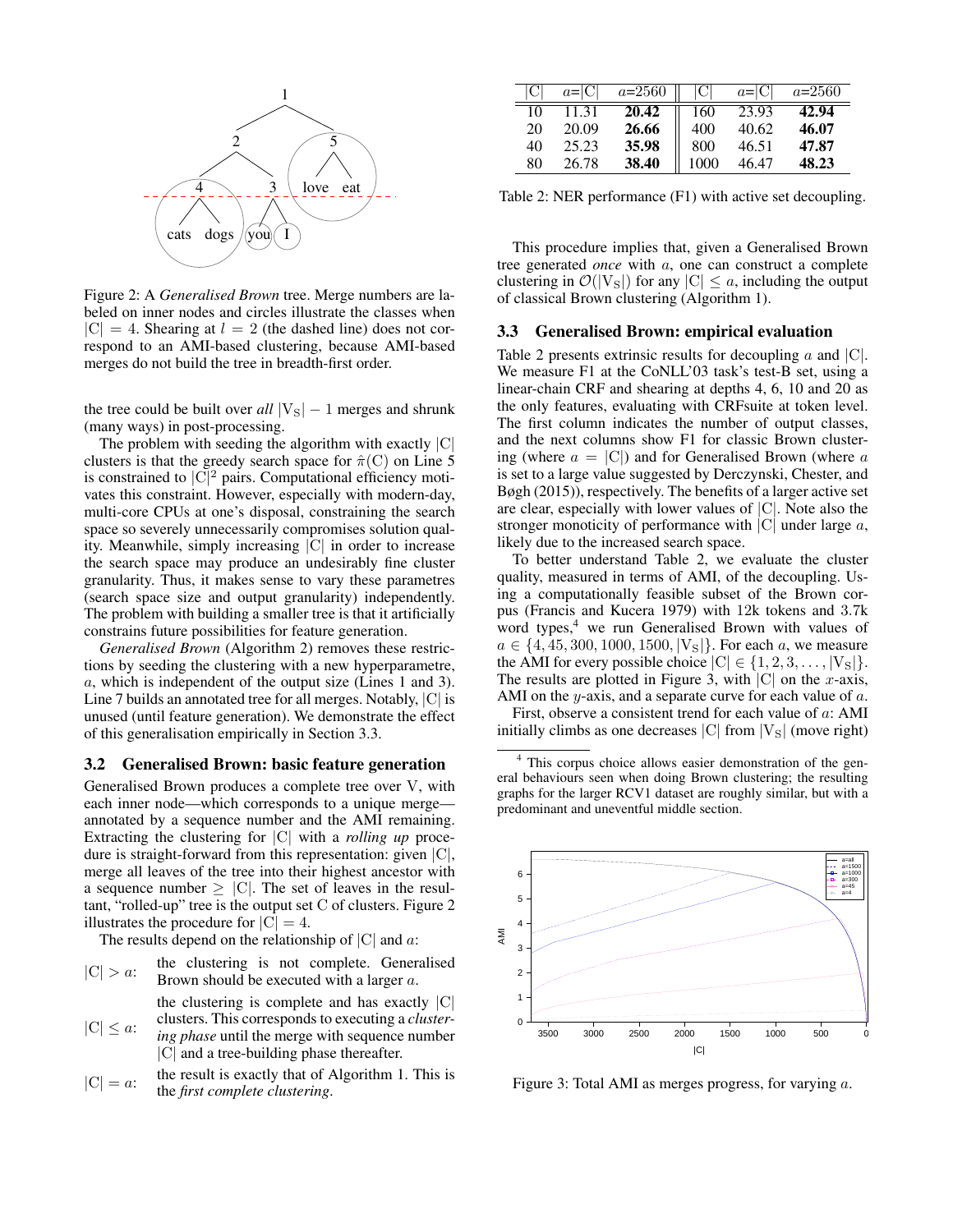Figure 2: A *Generalised Brown* tree. Merge numbers are labeled on inner nodes and circles illustrate the classes when $|C| = 4$. Shearing at $l = 2$ (the dashed line) does not correspond to an AMI-based clustering, because AMI-based merges do not build the tree in breadth-first order.

the tree could be built over *all* $|V_S| - 1$ merges and shrunk (many ways) in post-processing.

The problem with seeding the algorithm with exactly $|C|$ clusters is that the greedy search space for $\hat{\pi}(C)$ on Line 5 is constrained to $|C|^2$ pairs. Computational efficiency motivates this constraint. However, especially with modern-day, multi-core CPUs at one's disposal, constraining the search space so severely unnecessarily compromises solution quality. Meanwhile, simply increasing $|C|$ in order to increase the search space may produce an undesirably fine cluster granularity. Thus, it makes sense to vary these parametres (search space size and output granularity) independently. The problem with building a smaller tree is that it artificially constrains future possibilities for feature generation.

*Generalised Brown* (Algorithm 2) removes these restrictions by seeding the clustering with a new hyperparametre, $a$, which is independent of the output size (Lines 1 and 3). Line 7 builds an annotated tree for all merges. Notably, $|C|$ is unused (until feature generation). We demonstrate the effect of this generalisation empirically in Section 3.3.

### 3.2 Generalised Brown: basic feature generation

Generalised Brown produces a complete tree over V, with each inner node—which corresponds to a unique merge—annotated by a sequence number and the AMI remaining. Extracting the clustering for $|C|$ with a *rolling up* procedure is straight-forward from this representation: given $|C|$, merge all leaves of the tree into their highest ancestor with a sequence number $\geq |C|$. The set of leaves in the resultant, "rolled-up" tree is the output set C of clusters. Figure 2 illustrates the procedure for $|C| = 4$.

The results depend on the relationship of $|C|$ and $a$:

- $|C| > a$: the clustering is not complete. Generalised Brown should be executed with a larger $a$.
- $|C| \leq a$: the clustering is complete and has exactly $|C|$ clusters. This corresponds to executing a *clustering phase* until the merge with sequence number $|C|$ and a tree-building phase thereafter.
- $|C| = a$: the result is exactly that of Algorithm 1. This is the *first complete clustering*.

| $\|C\|$ | $a$=$\|C\|$ | $a$=2560 | $\|C\|$ | $a$=$\|C\|$ | $a$=2560 |
|---|---|---|---|---|---|
| 10 | 11.31 | **20.42** | 160 | 23.93 | **42.94** |
| 20 | 20.09 | **26.66** | 400 | 40.62 | **46.07** |
| 40 | 25.23 | **35.98** | 800 | 46.51 | **47.87** |
| 80 | 26.78 | **38.40** | 1000 | 46.47 | **48.23** |

Table 2: NER performance (F1) with active set decoupling.

This procedure implies that, given a Generalised Brown tree generated *once* with $a$, one can construct a complete clustering in $\mathcal{O}(|V_S|)$ for any $|C| \leq a$, including the output of classical Brown clustering (Algorithm 1).

### 3.3 Generalised Brown: empirical evaluation

Table 2 presents extrinsic results for decoupling $a$ and $|C|$. We measure F1 at the CoNLL'03 task's test-B set, using a linear-chain CRF and shearing at depths 4, 6, 10 and 20 as the only features, evaluating with CRFsuite at token level. The first column indicates the number of output classes, and the next columns show F1 for classic Brown clustering (where $a = |C|$) and for Generalised Brown (where $a$ is set to a large value suggested by Derczynski, Chester, and Bøgh (2015)), respectively. The benefits of a larger active set are clear, especially with lower values of $|C|$. Note also the stronger monoticity of performance with $|C|$ under large $a$, likely due to the increased search space.

To better understand Table 2, we evaluate the cluster quality, measured in terms of AMI, of the decoupling. Using a computationally feasible subset of the Brown corpus (Francis and Kucera 1979) with 12k tokens and 3.7k word types,[4] we run Generalised Brown with values of $a \in \{4, 45, 300, 1000, 1500, |V_S|\}$. For each $a$, we measure the AMI for every possible choice $|C| \in \{1, 2, 3, \ldots, |V_S|\}$. The results are plotted in Figure 3, with $|C|$ on the $x$-axis, AMI on the $y$-axis, and a separate curve for each value of $a$.

First, observe a consistent trend for each value of $a$: AMI initially climbs as one decreases $|C|$ from $|V_S|$ (move right)

[4] This corpus choice allows easier demonstration of the general behaviours seen when doing Brown clustering; the resulting graphs for the larger RCV1 dataset are roughly similar, but with a predominant and uneventful middle section.

Figure 3: Total AMI as merges progress, for varying $a$.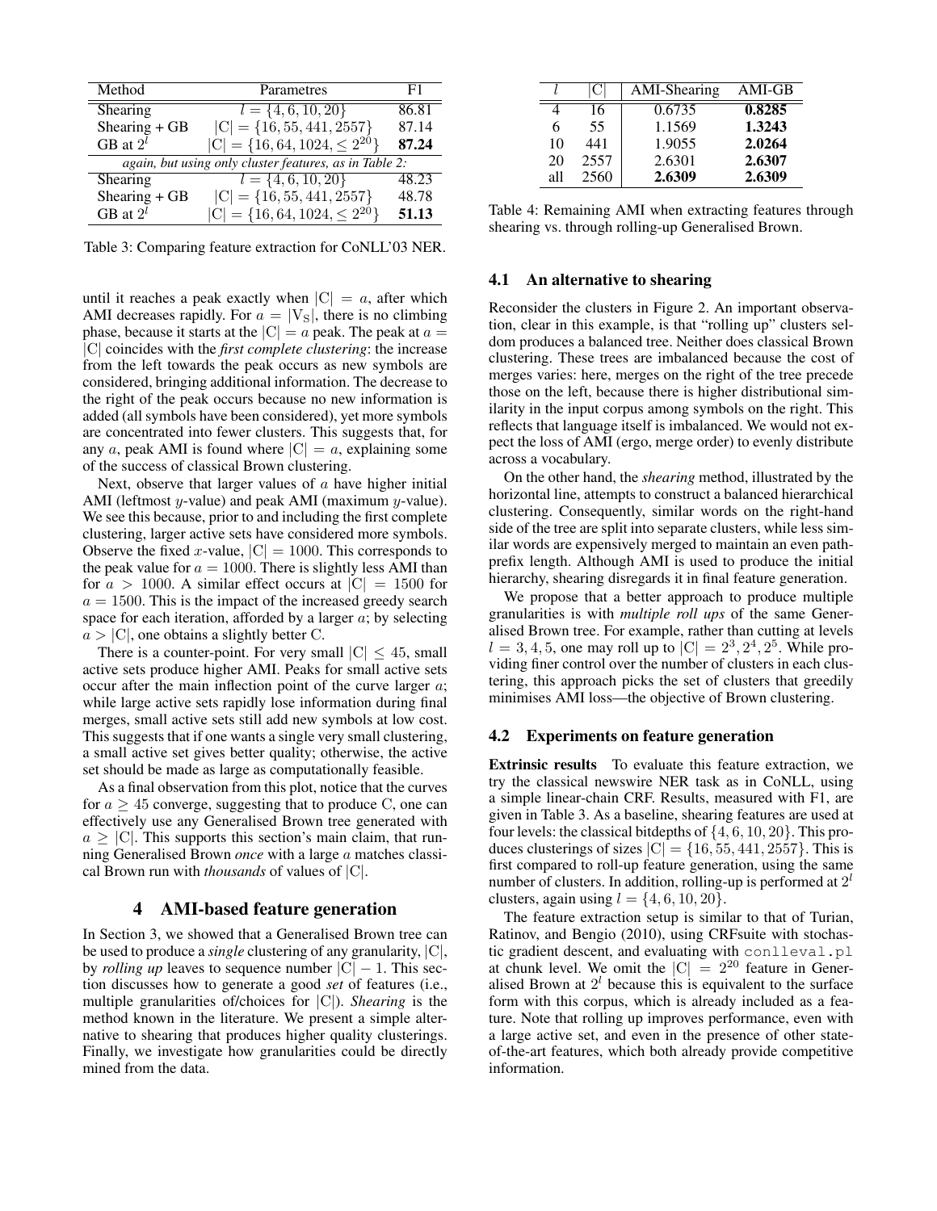| Method | Parametres | F1 |
|---|---|---|
| Shearing | $l = \{4, 6, 10, 20\}$ | 86.81 |
| Shearing + GB | $\lvert\mathrm{C}\rvert = \{16, 55, 441, 2557\}$ | 87.14 |
| GB at $2^l$ | $\lvert\mathrm{C}\rvert = \{16, 64, 1024, \leq 2^{20}\}$ | **87.24** |
| *again, but using only cluster features, as in Table 2:* | | |
| Shearing | $l = \{4, 6, 10, 20\}$ | 48.23 |
| Shearing + GB | $\lvert\mathrm{C}\rvert = \{16, 55, 441, 2557\}$ | 48.78 |
| GB at $2^l$ | $\lvert\mathrm{C}\rvert = \{16, 64, 1024, \leq 2^{20}\}$ | **51.13** |

Table 3: Comparing feature extraction for CoNLL'03 NER.

until it reaches a peak exactly when $|\mathrm{C}| = a$, after which AMI decreases rapidly. For $a = |\mathrm{V_S}|$, there is no climbing phase, because it starts at the $|\mathrm{C}| = a$ peak. The peak at $a = |\mathrm{C}|$ coincides with the *first complete clustering*: the increase from the left towards the peak occurs as new symbols are considered, bringing additional information. The decrease to the right of the peak occurs because no new information is added (all symbols have been considered), yet more symbols are concentrated into fewer clusters. This suggests that, for any $a$, peak AMI is found where $|\mathrm{C}| = a$, explaining some of the success of classical Brown clustering.

Next, observe that larger values of $a$ have higher initial AMI (leftmost $y$-value) and peak AMI (maximum $y$-value). We see this because, prior to and including the first complete clustering, larger active sets have considered more symbols. Observe the fixed $x$-value, $|\mathrm{C}| = 1000$. This corresponds to the peak value for $a = 1000$. There is slightly less AMI than for $a > 1000$. A similar effect occurs at $|\mathrm{C}| = 1500$ for $a = 1500$. This is the impact of the increased greedy search space for each iteration, afforded by a larger $a$; by selecting $a > |\mathrm{C}|$, one obtains a slightly better C.

There is a counter-point. For very small $|\mathrm{C}| \leq 45$, small active sets produce higher AMI. Peaks for small active sets occur after the main inflection point of the curve larger $a$; while large active sets rapidly lose information during final merges, small active sets still add new symbols at low cost. This suggests that if one wants a single very small clustering, a small active set gives better quality; otherwise, the active set should be made as large as computationally feasible.

As a final observation from this plot, notice that the curves for $a \geq 45$ converge, suggesting that to produce C, one can effectively use any Generalised Brown tree generated with $a \geq |\mathrm{C}|$. This supports this section's main claim, that running Generalised Brown *once* with a large $a$ matches classical Brown run with *thousands* of values of $|\mathrm{C}|$.

## 4 AMI-based feature generation

In Section 3, we showed that a Generalised Brown tree can be used to produce a *single* clustering of any granularity, $|\mathrm{C}|$, by *rolling up* leaves to sequence number $|\mathrm{C}| - 1$. This section discusses how to generate a good *set* of features (i.e., multiple granularities of/choices for $|\mathrm{C}|$). *Shearing* is the method known in the literature. We present a simple alternative to shearing that produces higher quality clusterings. Finally, we investigate how granularities could be directly mined from the data.

| $l$ | $\lvert\mathrm{C}\rvert$ | AMI-Shearing | AMI-GB |
|---|---|---|---|
| 4 | 16 | 0.6735 | **0.8285** |
| 6 | 55 | 1.1569 | **1.3243** |
| 10 | 441 | 1.9055 | **2.0264** |
| 20 | 2557 | 2.6301 | **2.6307** |
| all | 2560 | **2.6309** | **2.6309** |

Table 4: Remaining AMI when extracting features through shearing vs. through rolling-up Generalised Brown.

### 4.1 An alternative to shearing

Reconsider the clusters in Figure 2. An important observation, clear in this example, is that "rolling up" clusters seldom produces a balanced tree. Neither does classical Brown clustering. These trees are imbalanced because the cost of merges varies: here, merges on the right of the tree precede those on the left, because there is higher distributional similarity in the input corpus among symbols on the right. This reflects that language itself is imbalanced. We would not expect the loss of AMI (ergo, merge order) to evenly distribute across a vocabulary.

On the other hand, the *shearing* method, illustrated by the horizontal line, attempts to construct a balanced hierarchical clustering. Consequently, similar words on the right-hand side of the tree are split into separate clusters, while less similar words are expensively merged to maintain an even path-prefix length. Although AMI is used to produce the initial hierarchy, shearing disregards it in final feature generation.

We propose that a better approach to produce multiple granularities is with *multiple roll ups* of the same Generalised Brown tree. For example, rather than cutting at levels $l = 3, 4, 5$, one may roll up to $|\mathrm{C}| = 2^3, 2^4, 2^5$. While providing finer control over the number of clusters in each clustering, this approach picks the set of clusters that greedily minimises AMI loss—the objective of Brown clustering.

### 4.2 Experiments on feature generation

**Extrinsic results** To evaluate this feature extraction, we try the classical newswire NER task as in CoNLL, using a simple linear-chain CRF. Results, measured with F1, are given in Table 3. As a baseline, shearing features are used at four levels: the classical bitdepths of $\{4, 6, 10, 20\}$. This produces clusterings of sizes $|\mathrm{C}| = \{16, 55, 441, 2557\}$. This is first compared to roll-up feature generation, using the same number of clusters. In addition, rolling-up is performed at $2^l$ clusters, again using $l = \{4, 6, 10, 20\}$.

The feature extraction setup is similar to that of Turian, Ratinov, and Bengio (2010), using CRFsuite with stochastic gradient descent, and evaluating with `conlleval.pl` at chunk level. We omit the $|\mathrm{C}| = 2^{20}$ feature in Generalised Brown at $2^l$ because this is equivalent to the surface form with this corpus, which is already included as a feature. Note that rolling up improves performance, even with a large active set, and even in the presence of other state-of-the-art features, which both already provide competitive information.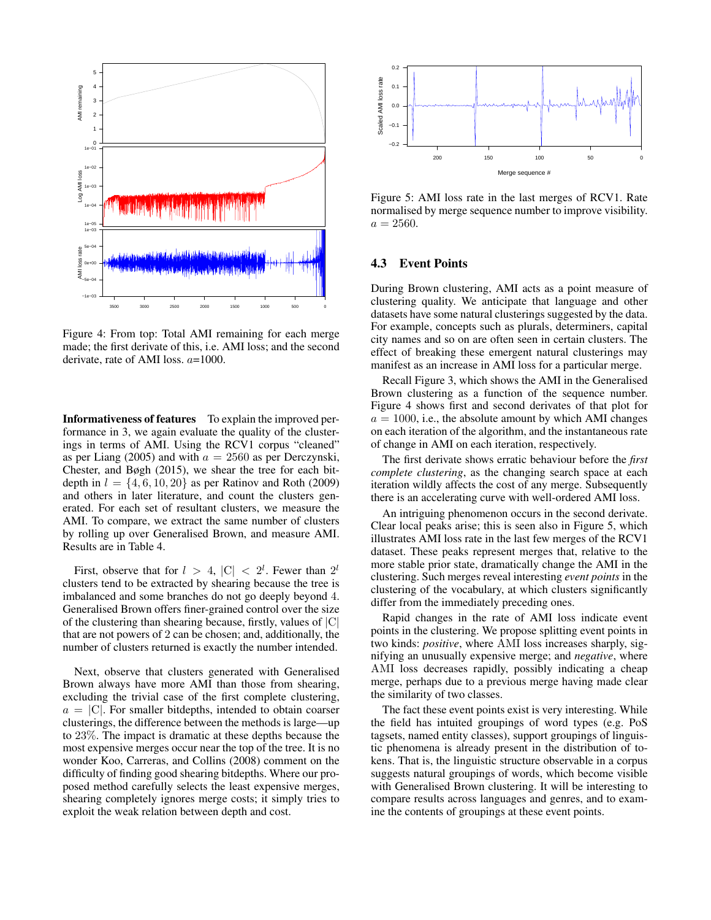Figure 4: From top: Total AMI remaining for each merge made; the first derivate of this, i.e. AMI loss; and the second derivate, rate of AMI loss. $a$=1000.

**Informativeness of features** To explain the improved performance in 3, we again evaluate the quality of the clusterings in terms of AMI. Using the RCV1 corpus "cleaned" as per Liang (2005) and with $a = 2560$ as per Derczynski, Chester, and Bøgh (2015), we shear the tree for each bitdepth in $l = \{4, 6, 10, 20\}$ as per Ratinov and Roth (2009) and others in later literature, and count the clusters generated. For each set of resultant clusters, we measure the AMI. To compare, we extract the same number of clusters by rolling up over Generalised Brown, and measure AMI. Results are in Table 4.

First, observe that for $l > 4$, $|C| < 2^l$. Fewer than $2^l$ clusters tend to be extracted by shearing because the tree is imbalanced and some branches do not go deeply beyond 4. Generalised Brown offers finer-grained control over the size of the clustering than shearing because, firstly, values of $|C|$ that are not powers of 2 can be chosen; and, additionally, the number of clusters returned is exactly the number intended.

Next, observe that clusters generated with Generalised Brown always have more AMI than those from shearing, excluding the trivial case of the first complete clustering, $a = |C|$. For smaller bitdepths, intended to obtain coarser clusterings, the difference between the methods is large—up to 23%. The impact is dramatic at these depths because the most expensive merges occur near the top of the tree. It is no wonder Koo, Carreras, and Collins (2008) comment on the difficulty of finding good shearing bitdepths. Where our proposed method carefully selects the least expensive merges, shearing completely ignores merge costs; it simply tries to exploit the weak relation between depth and cost.

Figure 5: AMI loss rate in the last merges of RCV1. Rate normalised by merge sequence number to improve visibility. $a = 2560$.

### 4.3 Event Points

During Brown clustering, AMI acts as a point measure of clustering quality. We anticipate that language and other datasets have some natural clusterings suggested by the data. For example, concepts such as plurals, determiners, capital city names and so on are often seen in certain clusters. The effect of breaking these emergent natural clusterings may manifest as an increase in AMI loss for a particular merge.

Recall Figure 3, which shows the AMI in the Generalised Brown clustering as a function of the sequence number. Figure 4 shows first and second derivates of that plot for $a = 1000$, i.e., the absolute amount by which AMI changes on each iteration of the algorithm, and the instantaneous rate of change in AMI on each iteration, respectively.

The first derivate shows erratic behaviour before the *first complete clustering*, as the changing search space at each iteration wildly affects the cost of any merge. Subsequently there is an accelerating curve with well-ordered AMI loss.

An intriguing phenomenon occurs in the second derivate. Clear local peaks arise; this is seen also in Figure 5, which illustrates AMI loss rate in the last few merges of the RCV1 dataset. These peaks represent merges that, relative to the more stable prior state, dramatically change the AMI in the clustering. Such merges reveal interesting *event points* in the clustering of the vocabulary, at which clusters significantly differ from the immediately preceding ones.

Rapid changes in the rate of AMI loss indicate event points in the clustering. We propose splitting event points in two kinds: *positive*, where AMI loss increases sharply, signifying an unusually expensive merge; and *negative*, where AMI loss decreases rapidly, possibly indicating a cheap merge, perhaps due to a previous merge having made clear the similarity of two classes.

The fact these event points exist is very interesting. While the field has intuited groupings of word types (e.g. PoS tagsets, named entity classes), support groupings of linguistic phenomena is already present in the distribution of tokens. That is, the linguistic structure observable in a corpus suggests natural groupings of words, which become visible with Generalised Brown clustering. It will be interesting to compare results across languages and genres, and to examine the contents of groupings at these event points.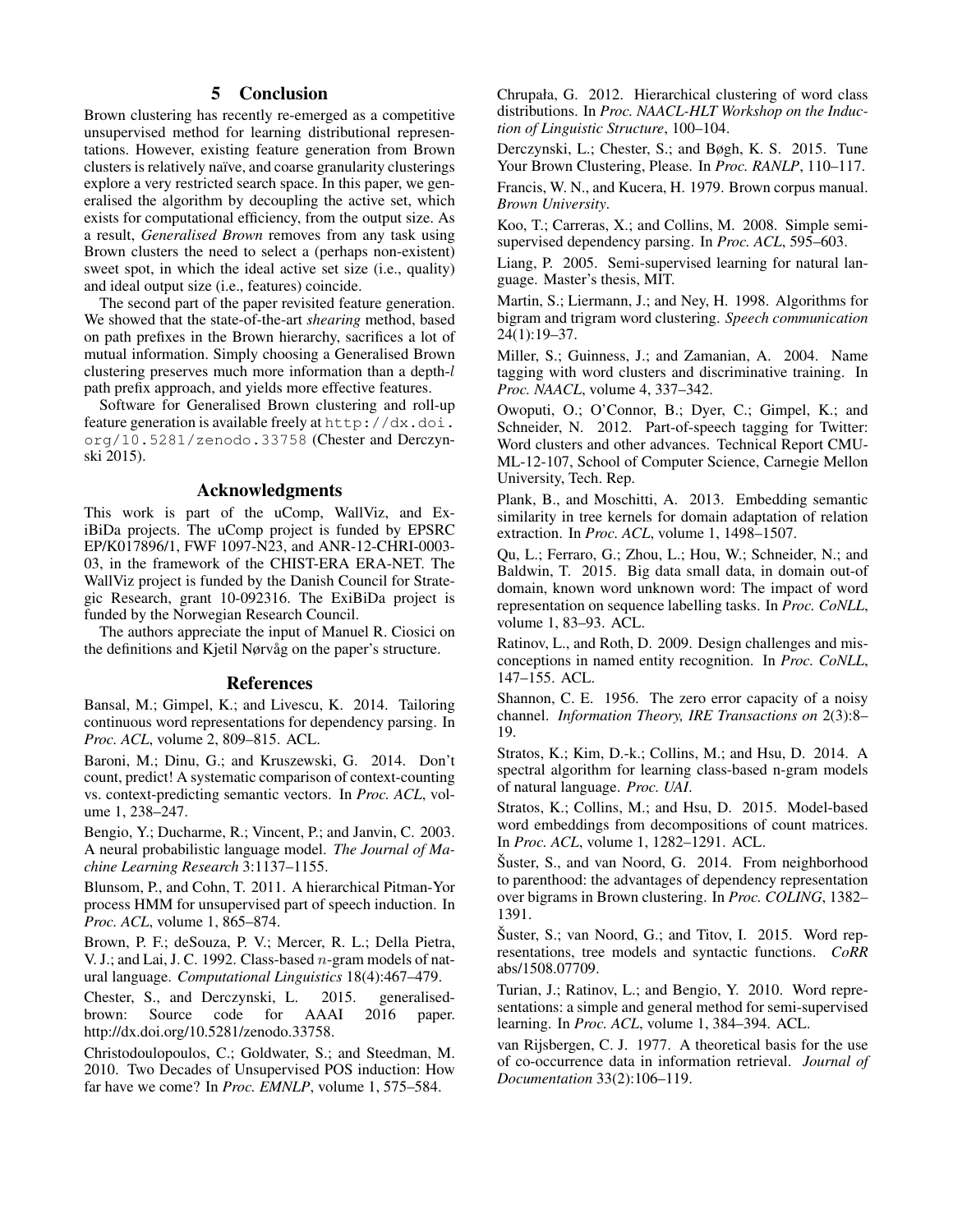## 5 Conclusion

Brown clustering has recently re-emerged as a competitive unsupervised method for learning distributional representations. However, existing feature generation from Brown clusters is relatively naïve, and coarse granularity clusterings explore a very restricted search space. In this paper, we generalised the algorithm by decoupling the active set, which exists for computational efficiency, from the output size. As a result, *Generalised Brown* removes from any task using Brown clusters the need to select a (perhaps non-existent) sweet spot, in which the ideal active set size (i.e., quality) and ideal output size (i.e., features) coincide.

The second part of the paper revisited feature generation. We showed that the state-of-the-art *shearing* method, based on path prefixes in the Brown hierarchy, sacrifices a lot of mutual information. Simply choosing a Generalised Brown clustering preserves much more information than a depth-$l$ path prefix approach, and yields more effective features.

Software for Generalised Brown clustering and roll-up feature generation is available freely at `http://dx.doi.org/10.5281/zenodo.33758` (Chester and Derczynski 2015).

## Acknowledgments

This work is part of the uComp, WallViz, and ExiBiDa projects. The uComp project is funded by EPSRC EP/K017896/1, FWF 1097-N23, and ANR-12-CHRI-0003-03, in the framework of the CHIST-ERA ERA-NET. The WallViz project is funded by the Danish Council for Strategic Research, grant 10-092316. The ExiBiDa project is funded by the Norwegian Research Council.

The authors appreciate the input of Manuel R. Ciosici on the definitions and Kjetil Nørvåg on the paper's structure.

## References

Bansal, M.; Gimpel, K.; and Livescu, K. 2014. Tailoring continuous word representations for dependency parsing. In *Proc. ACL*, volume 2, 809–815. ACL.

Baroni, M.; Dinu, G.; and Kruszewski, G. 2014. Don't count, predict! A systematic comparison of context-counting vs. context-predicting semantic vectors. In *Proc. ACL*, volume 1, 238–247.

Bengio, Y.; Ducharme, R.; Vincent, P.; and Janvin, C. 2003. A neural probabilistic language model. *The Journal of Machine Learning Research* 3:1137–1155.

Blunsom, P., and Cohn, T. 2011. A hierarchical Pitman-Yor process HMM for unsupervised part of speech induction. In *Proc. ACL*, volume 1, 865–874.

Brown, P. F.; deSouza, P. V.; Mercer, R. L.; Della Pietra, V. J.; and Lai, J. C. 1992. Class-based $n$-gram models of natural language. *Computational Linguistics* 18(4):467–479.

Chester, S., and Derczynski, L. 2015. generalised-brown: Source code for AAAI 2016 paper. http://dx.doi.org/10.5281/zenodo.33758.

Christodoulopoulos, C.; Goldwater, S.; and Steedman, M. 2010. Two Decades of Unsupervised POS induction: How far have we come? In *Proc. EMNLP*, volume 1, 575–584.

Chrupała, G. 2012. Hierarchical clustering of word class distributions. In *Proc. NAACL-HLT Workshop on the Induction of Linguistic Structure*, 100–104.

Derczynski, L.; Chester, S.; and Bøgh, K. S. 2015. Tune Your Brown Clustering, Please. In *Proc. RANLP*, 110–117.

Francis, W. N., and Kucera, H. 1979. Brown corpus manual. *Brown University*.

Koo, T.; Carreras, X.; and Collins, M. 2008. Simple semi-supervised dependency parsing. In *Proc. ACL*, 595–603.

Liang, P. 2005. Semi-supervised learning for natural language. Master's thesis, MIT.

Martin, S.; Liermann, J.; and Ney, H. 1998. Algorithms for bigram and trigram word clustering. *Speech communication* 24(1):19–37.

Miller, S.; Guinness, J.; and Zamanian, A. 2004. Name tagging with word clusters and discriminative training. In *Proc. NAACL*, volume 4, 337–342.

Owoputi, O.; O'Connor, B.; Dyer, C.; Gimpel, K.; and Schneider, N. 2012. Part-of-speech tagging for Twitter: Word clusters and other advances. Technical Report CMU-ML-12-107, School of Computer Science, Carnegie Mellon University, Tech. Rep.

Plank, B., and Moschitti, A. 2013. Embedding semantic similarity in tree kernels for domain adaptation of relation extraction. In *Proc. ACL*, volume 1, 1498–1507.

Qu, L.; Ferraro, G.; Zhou, L.; Hou, W.; Schneider, N.; and Baldwin, T. 2015. Big data small data, in domain out-of domain, known word unknown word: The impact of word representation on sequence labelling tasks. In *Proc. CoNLL*, volume 1, 83–93. ACL.

Ratinov, L., and Roth, D. 2009. Design challenges and misconceptions in named entity recognition. In *Proc. CoNLL*, 147–155. ACL.

Shannon, C. E. 1956. The zero error capacity of a noisy channel. *Information Theory, IRE Transactions on* 2(3):8–19.

Stratos, K.; Kim, D.-k.; Collins, M.; and Hsu, D. 2014. A spectral algorithm for learning class-based n-gram models of natural language. *Proc. UAI*.

Stratos, K.; Collins, M.; and Hsu, D. 2015. Model-based word embeddings from decompositions of count matrices. In *Proc. ACL*, volume 1, 1282–1291. ACL.

Šuster, S., and van Noord, G. 2014. From neighborhood to parenthood: the advantages of dependency representation over bigrams in Brown clustering. In *Proc. COLING*, 1382–1391.

Šuster, S.; van Noord, G.; and Titov, I. 2015. Word representations, tree models and syntactic functions. *CoRR* abs/1508.07709.

Turian, J.; Ratinov, L.; and Bengio, Y. 2010. Word representations: a simple and general method for semi-supervised learning. In *Proc. ACL*, volume 1, 384–394. ACL.

van Rijsbergen, C. J. 1977. A theoretical basis for the use of co-occurrence data in information retrieval. *Journal of Documentation* 33(2):106–119.